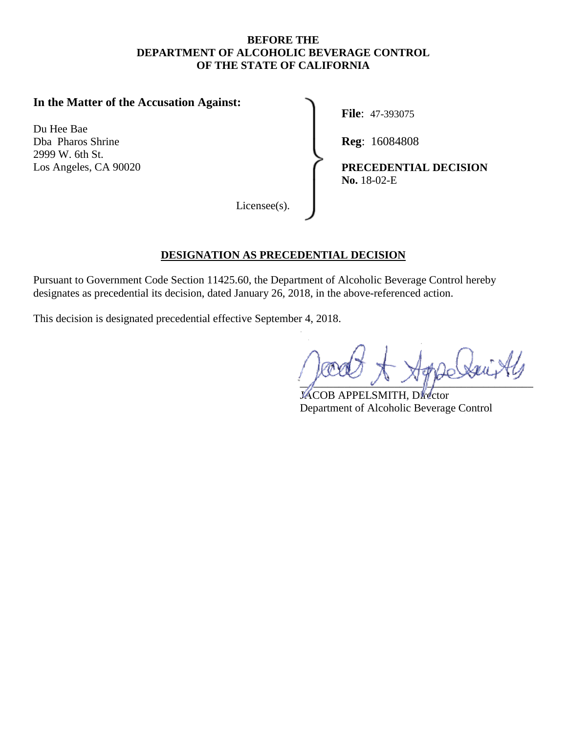**BEFORE THE**
**DEPARTMENT OF ALCOHOLIC BEVERAGE CONTROL**
**OF THE STATE OF CALIFORNIA**

**In the Matter of the Accusation Against:**

Du Hee Bae
Dba Pharos Shrine
2999 W. 6th St.
Los Angeles, CA 90020

Licensee(s).

**File**: 47-393075

**Reg**: 16084808

**PRECEDENTIAL DECISION**
**No.** 18-02-E

## DESIGNATION AS PRECEDENTIAL DECISION

Pursuant to Government Code Section 11425.60, the Department of Alcoholic Beverage Control hereby designates as precedential its decision, dated January 26, 2018, in the above-referenced action.

This decision is designated precedential effective September 4, 2018.

JACOB APPELSMITH, Director
Department of Alcoholic Beverage Control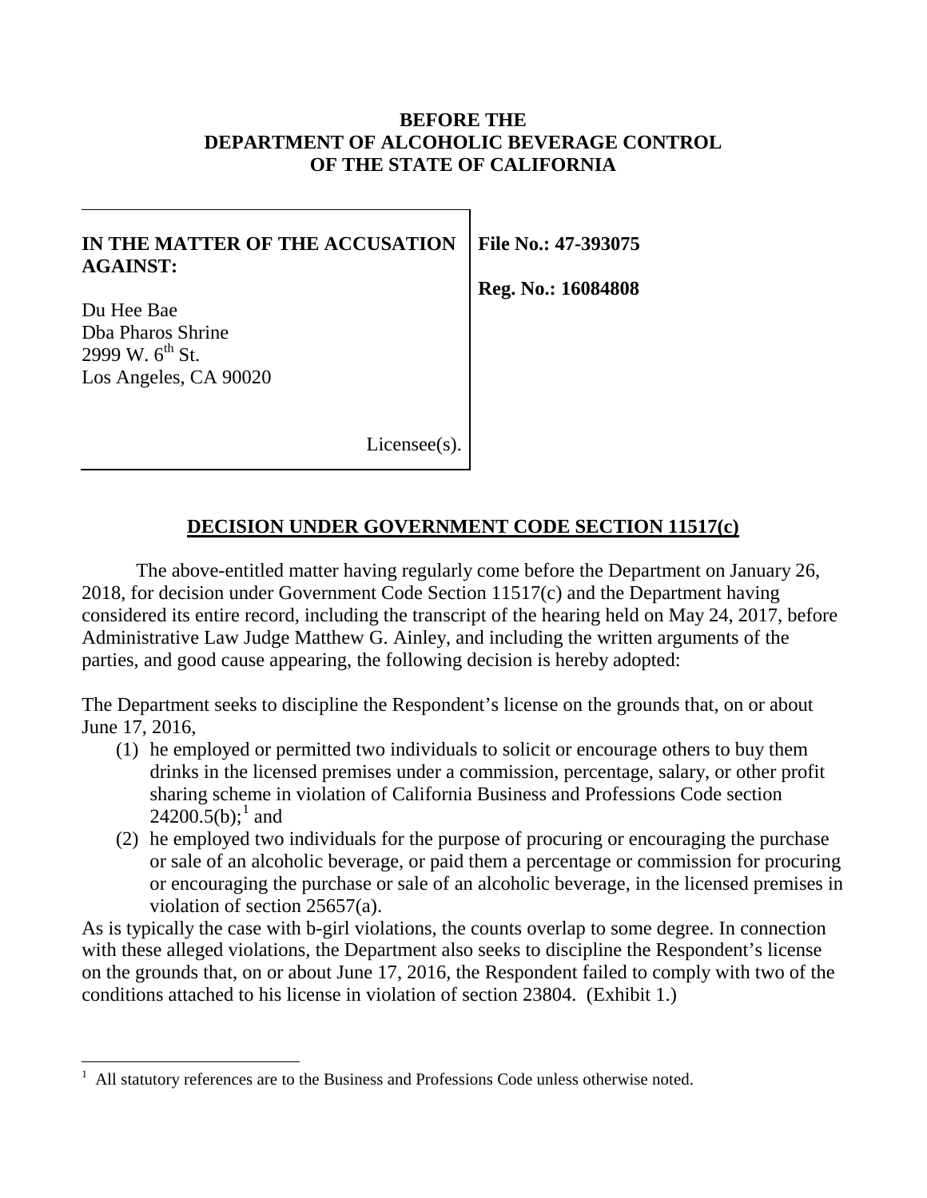**BEFORE THE**
**DEPARTMENT OF ALCOHOLIC BEVERAGE CONTROL**
**OF THE STATE OF CALIFORNIA**

| **IN THE MATTER OF THE ACCUSATION AGAINST:**<br><br>Du Hee Bae<br>Dba Pharos Shrine<br>2999 W. 6th St.<br>Los Angeles, CA 90020<br><br>Licensee(s). | **File No.: 47-393075**<br><br>**Reg. No.: 16084808** |
|---|---|

## DECISION UNDER GOVERNMENT CODE SECTION 11517(c)

The above-entitled matter having regularly come before the Department on January 26, 2018, for decision under Government Code Section 11517(c) and the Department having considered its entire record, including the transcript of the hearing held on May 24, 2017, before Administrative Law Judge Matthew G. Ainley, and including the written arguments of the parties, and good cause appearing, the following decision is hereby adopted:

The Department seeks to discipline the Respondent's license on the grounds that, on or about June 17, 2016,

1. he employed or permitted two individuals to solicit or encourage others to buy them drinks in the licensed premises under a commission, percentage, salary, or other profit sharing scheme in violation of California Business and Professions Code section 24200.5(b);[1] and
2. he employed two individuals for the purpose of procuring or encouraging the purchase or sale of an alcoholic beverage, or paid them a percentage or commission for procuring or encouraging the purchase or sale of an alcoholic beverage, in the licensed premises in violation of section 25657(a).

As is typically the case with b-girl violations, the counts overlap to some degree. In connection with these alleged violations, the Department also seeks to discipline the Respondent's license on the grounds that, on or about June 17, 2016, the Respondent failed to comply with two of the conditions attached to his license in violation of section 23804. (Exhibit 1.)

---

[1] All statutory references are to the Business and Professions Code unless otherwise noted.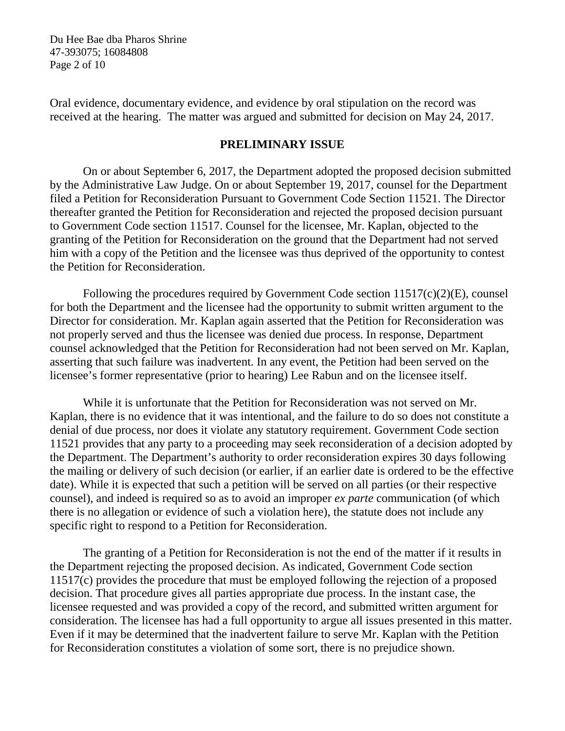Oral evidence, documentary evidence, and evidence by oral stipulation on the record was received at the hearing. The matter was argued and submitted for decision on May 24, 2017.

## PRELIMINARY ISSUE

On or about September 6, 2017, the Department adopted the proposed decision submitted by the Administrative Law Judge. On or about September 19, 2017, counsel for the Department filed a Petition for Reconsideration Pursuant to Government Code Section 11521. The Director thereafter granted the Petition for Reconsideration and rejected the proposed decision pursuant to Government Code section 11517. Counsel for the licensee, Mr. Kaplan, objected to the granting of the Petition for Reconsideration on the ground that the Department had not served him with a copy of the Petition and the licensee was thus deprived of the opportunity to contest the Petition for Reconsideration.

Following the procedures required by Government Code section 11517(c)(2)(E), counsel for both the Department and the licensee had the opportunity to submit written argument to the Director for consideration. Mr. Kaplan again asserted that the Petition for Reconsideration was not properly served and thus the licensee was denied due process. In response, Department counsel acknowledged that the Petition for Reconsideration had not been served on Mr. Kaplan, asserting that such failure was inadvertent. In any event, the Petition had been served on the licensee's former representative (prior to hearing) Lee Rabun and on the licensee itself.

While it is unfortunate that the Petition for Reconsideration was not served on Mr. Kaplan, there is no evidence that it was intentional, and the failure to do so does not constitute a denial of due process, nor does it violate any statutory requirement. Government Code section 11521 provides that any party to a proceeding may seek reconsideration of a decision adopted by the Department. The Department's authority to order reconsideration expires 30 days following the mailing or delivery of such decision (or earlier, if an earlier date is ordered to be the effective date). While it is expected that such a petition will be served on all parties (or their respective counsel), and indeed is required so as to avoid an improper *ex parte* communication (of which there is no allegation or evidence of such a violation here), the statute does not include any specific right to respond to a Petition for Reconsideration.

The granting of a Petition for Reconsideration is not the end of the matter if it results in the Department rejecting the proposed decision. As indicated, Government Code section 11517(c) provides the procedure that must be employed following the rejection of a proposed decision. That procedure gives all parties appropriate due process. In the instant case, the licensee requested and was provided a copy of the record, and submitted written argument for consideration. The licensee has had a full opportunity to argue all issues presented in this matter. Even if it may be determined that the inadvertent failure to serve Mr. Kaplan with the Petition for Reconsideration constitutes a violation of some sort, there is no prejudice shown.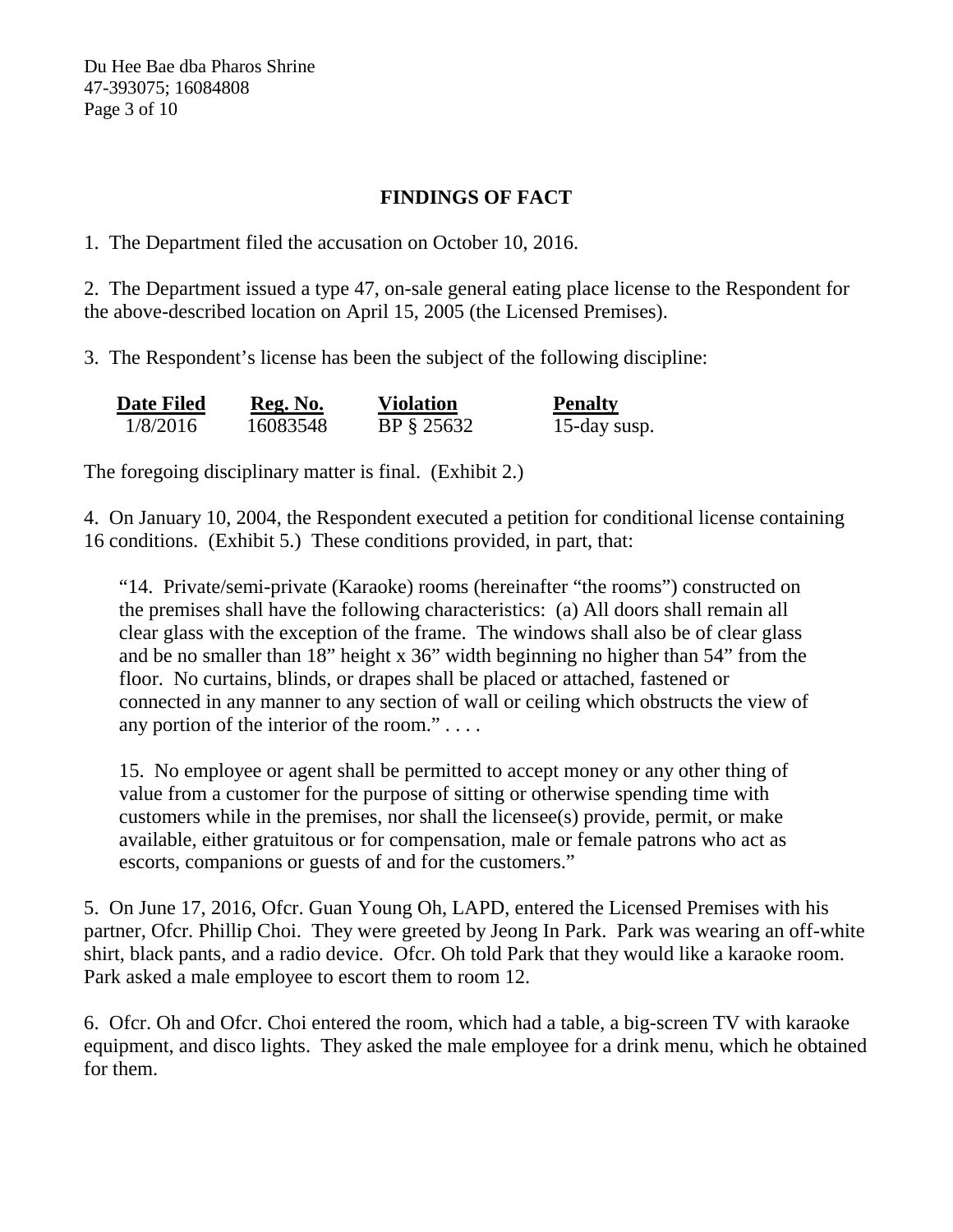## FINDINGS OF FACT

1. The Department filed the accusation on October 10, 2016.

2. The Department issued a type 47, on-sale general eating place license to the Respondent for the above-described location on April 15, 2005 (the Licensed Premises).

3. The Respondent's license has been the subject of the following discipline:

| Date Filed | Reg. No. | Violation | Penalty |
|---|---|---|---|
| 1/8/2016 | 16083548 | BP § 25632 | 15-day susp. |

The foregoing disciplinary matter is final. (Exhibit 2.)

4. On January 10, 2004, the Respondent executed a petition for conditional license containing 16 conditions. (Exhibit 5.) These conditions provided, in part, that:

> "14. Private/semi-private (Karaoke) rooms (hereinafter "the rooms") constructed on the premises shall have the following characteristics: (a) All doors shall remain all clear glass with the exception of the frame. The windows shall also be of clear glass and be no smaller than 18" height x 36" width beginning no higher than 54" from the floor. No curtains, blinds, or drapes shall be placed or attached, fastened or connected in any manner to any section of wall or ceiling which obstructs the view of any portion of the interior of the room." . . . .
>
> 15. No employee or agent shall be permitted to accept money or any other thing of value from a customer for the purpose of sitting or otherwise spending time with customers while in the premises, nor shall the licensee(s) provide, permit, or make available, either gratuitous or for compensation, male or female patrons who act as escorts, companions or guests of and for the customers."

5. On June 17, 2016, Ofcr. Guan Young Oh, LAPD, entered the Licensed Premises with his partner, Ofcr. Phillip Choi. They were greeted by Jeong In Park. Park was wearing an off-white shirt, black pants, and a radio device. Ofcr. Oh told Park that they would like a karaoke room. Park asked a male employee to escort them to room 12.

6. Ofcr. Oh and Ofcr. Choi entered the room, which had a table, a big-screen TV with karaoke equipment, and disco lights. They asked the male employee for a drink menu, which he obtained for them.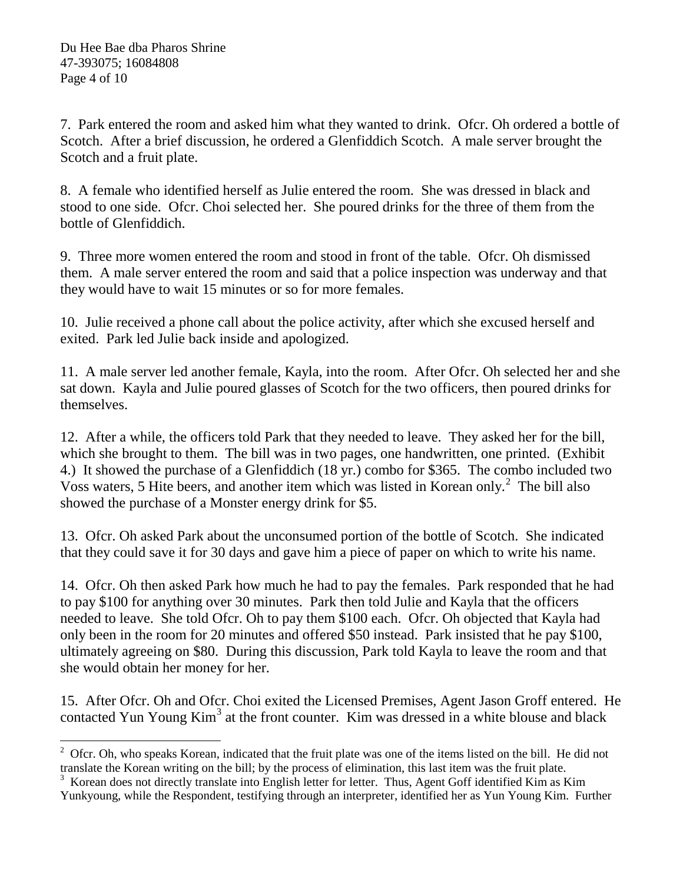7. Park entered the room and asked him what they wanted to drink. Ofcr. Oh ordered a bottle of Scotch. After a brief discussion, he ordered a Glenfiddich Scotch. A male server brought the Scotch and a fruit plate.

8. A female who identified herself as Julie entered the room. She was dressed in black and stood to one side. Ofcr. Choi selected her. She poured drinks for the three of them from the bottle of Glenfiddich.

9. Three more women entered the room and stood in front of the table. Ofcr. Oh dismissed them. A male server entered the room and said that a police inspection was underway and that they would have to wait 15 minutes or so for more females.

10. Julie received a phone call about the police activity, after which she excused herself and exited. Park led Julie back inside and apologized.

11. A male server led another female, Kayla, into the room. After Ofcr. Oh selected her and she sat down. Kayla and Julie poured glasses of Scotch for the two officers, then poured drinks for themselves.

12. After a while, the officers told Park that they needed to leave. They asked her for the bill, which she brought to them. The bill was in two pages, one handwritten, one printed. (Exhibit 4.) It showed the purchase of a Glenfiddich (18 yr.) combo for $365. The combo included two Voss waters, 5 Hite beers, and another item which was listed in Korean only.[2] The bill also showed the purchase of a Monster energy drink for $5.

13. Ofcr. Oh asked Park about the unconsumed portion of the bottle of Scotch. She indicated that they could save it for 30 days and gave him a piece of paper on which to write his name.

14. Ofcr. Oh then asked Park how much he had to pay the females. Park responded that he had to pay $100 for anything over 30 minutes. Park then told Julie and Kayla that the officers needed to leave. She told Ofcr. Oh to pay them $100 each. Ofcr. Oh objected that Kayla had only been in the room for 20 minutes and offered $50 instead. Park insisted that he pay $100, ultimately agreeing on $80. During this discussion, Park told Kayla to leave the room and that she would obtain her money for her.

15. After Ofcr. Oh and Ofcr. Choi exited the Licensed Premises, Agent Jason Groff entered. He contacted Yun Young Kim[3] at the front counter. Kim was dressed in a white blouse and black

---

[2] Ofcr. Oh, who speaks Korean, indicated that the fruit plate was one of the items listed on the bill. He did not translate the Korean writing on the bill; by the process of elimination, this last item was the fruit plate.

[3] Korean does not directly translate into English letter for letter. Thus, Agent Goff identified Kim as Kim Yunkyoung, while the Respondent, testifying through an interpreter, identified her as Yun Young Kim. Further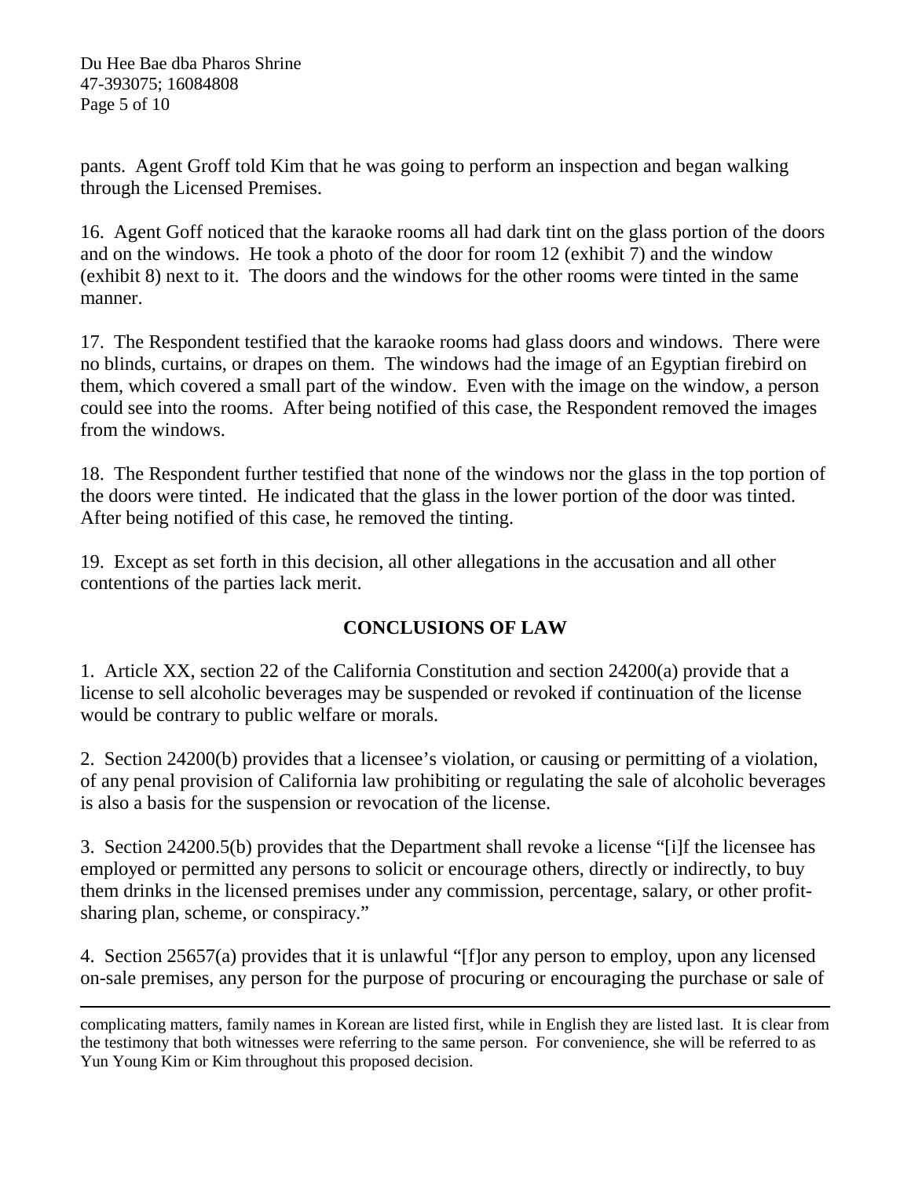pants. Agent Groff told Kim that he was going to perform an inspection and began walking through the Licensed Premises.

16. Agent Goff noticed that the karaoke rooms all had dark tint on the glass portion of the doors and on the windows. He took a photo of the door for room 12 (exhibit 7) and the window (exhibit 8) next to it. The doors and the windows for the other rooms were tinted in the same manner.

17. The Respondent testified that the karaoke rooms had glass doors and windows. There were no blinds, curtains, or drapes on them. The windows had the image of an Egyptian firebird on them, which covered a small part of the window. Even with the image on the window, a person could see into the rooms. After being notified of this case, the Respondent removed the images from the windows.

18. The Respondent further testified that none of the windows nor the glass in the top portion of the doors were tinted. He indicated that the glass in the lower portion of the door was tinted. After being notified of this case, he removed the tinting.

19. Except as set forth in this decision, all other allegations in the accusation and all other contentions of the parties lack merit.

## CONCLUSIONS OF LAW

1. Article XX, section 22 of the California Constitution and section 24200(a) provide that a license to sell alcoholic beverages may be suspended or revoked if continuation of the license would be contrary to public welfare or morals.

2. Section 24200(b) provides that a licensee's violation, or causing or permitting of a violation, of any penal provision of California law prohibiting or regulating the sale of alcoholic beverages is also a basis for the suspension or revocation of the license.

3. Section 24200.5(b) provides that the Department shall revoke a license "[i]f the licensee has employed or permitted any persons to solicit or encourage others, directly or indirectly, to buy them drinks in the licensed premises under any commission, percentage, salary, or other profit-sharing plan, scheme, or conspiracy."

4. Section 25657(a) provides that it is unlawful "[f]or any person to employ, upon any licensed on-sale premises, any person for the purpose of procuring or encouraging the purchase or sale of

---

complicating matters, family names in Korean are listed first, while in English they are listed last. It is clear from the testimony that both witnesses were referring to the same person. For convenience, she will be referred to as Yun Young Kim or Kim throughout this proposed decision.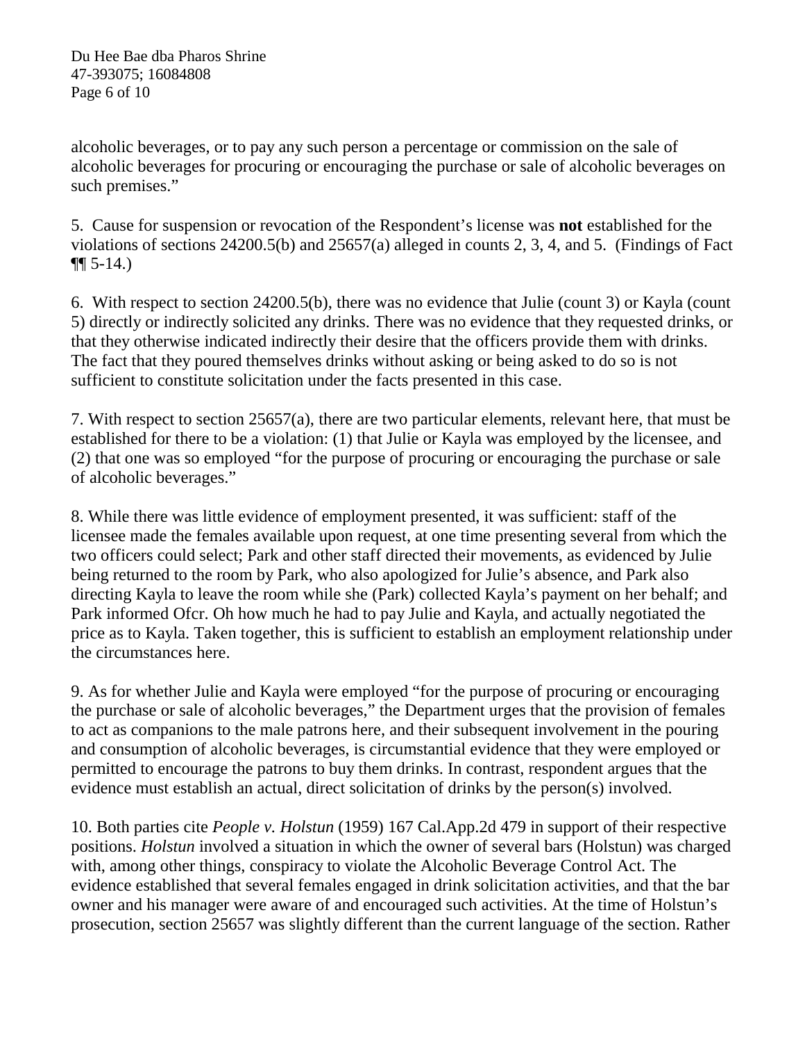alcoholic beverages, or to pay any such person a percentage or commission on the sale of alcoholic beverages for procuring or encouraging the purchase or sale of alcoholic beverages on such premises."

5. Cause for suspension or revocation of the Respondent's license was **not** established for the violations of sections 24200.5(b) and 25657(a) alleged in counts 2, 3, 4, and 5. (Findings of Fact ¶¶ 5-14.)

6. With respect to section 24200.5(b), there was no evidence that Julie (count 3) or Kayla (count 5) directly or indirectly solicited any drinks. There was no evidence that they requested drinks, or that they otherwise indicated indirectly their desire that the officers provide them with drinks. The fact that they poured themselves drinks without asking or being asked to do so is not sufficient to constitute solicitation under the facts presented in this case.

7. With respect to section 25657(a), there are two particular elements, relevant here, that must be established for there to be a violation: (1) that Julie or Kayla was employed by the licensee, and (2) that one was so employed "for the purpose of procuring or encouraging the purchase or sale of alcoholic beverages."

8. While there was little evidence of employment presented, it was sufficient: staff of the licensee made the females available upon request, at one time presenting several from which the two officers could select; Park and other staff directed their movements, as evidenced by Julie being returned to the room by Park, who also apologized for Julie's absence, and Park also directing Kayla to leave the room while she (Park) collected Kayla's payment on her behalf; and Park informed Ofcr. Oh how much he had to pay Julie and Kayla, and actually negotiated the price as to Kayla. Taken together, this is sufficient to establish an employment relationship under the circumstances here.

9. As for whether Julie and Kayla were employed "for the purpose of procuring or encouraging the purchase or sale of alcoholic beverages," the Department urges that the provision of females to act as companions to the male patrons here, and their subsequent involvement in the pouring and consumption of alcoholic beverages, is circumstantial evidence that they were employed or permitted to encourage the patrons to buy them drinks. In contrast, respondent argues that the evidence must establish an actual, direct solicitation of drinks by the person(s) involved.

10. Both parties cite *People v. Holstun* (1959) 167 Cal.App.2d 479 in support of their respective positions. *Holstun* involved a situation in which the owner of several bars (Holstun) was charged with, among other things, conspiracy to violate the Alcoholic Beverage Control Act. The evidence established that several females engaged in drink solicitation activities, and that the bar owner and his manager were aware of and encouraged such activities. At the time of Holstun's prosecution, section 25657 was slightly different than the current language of the section. Rather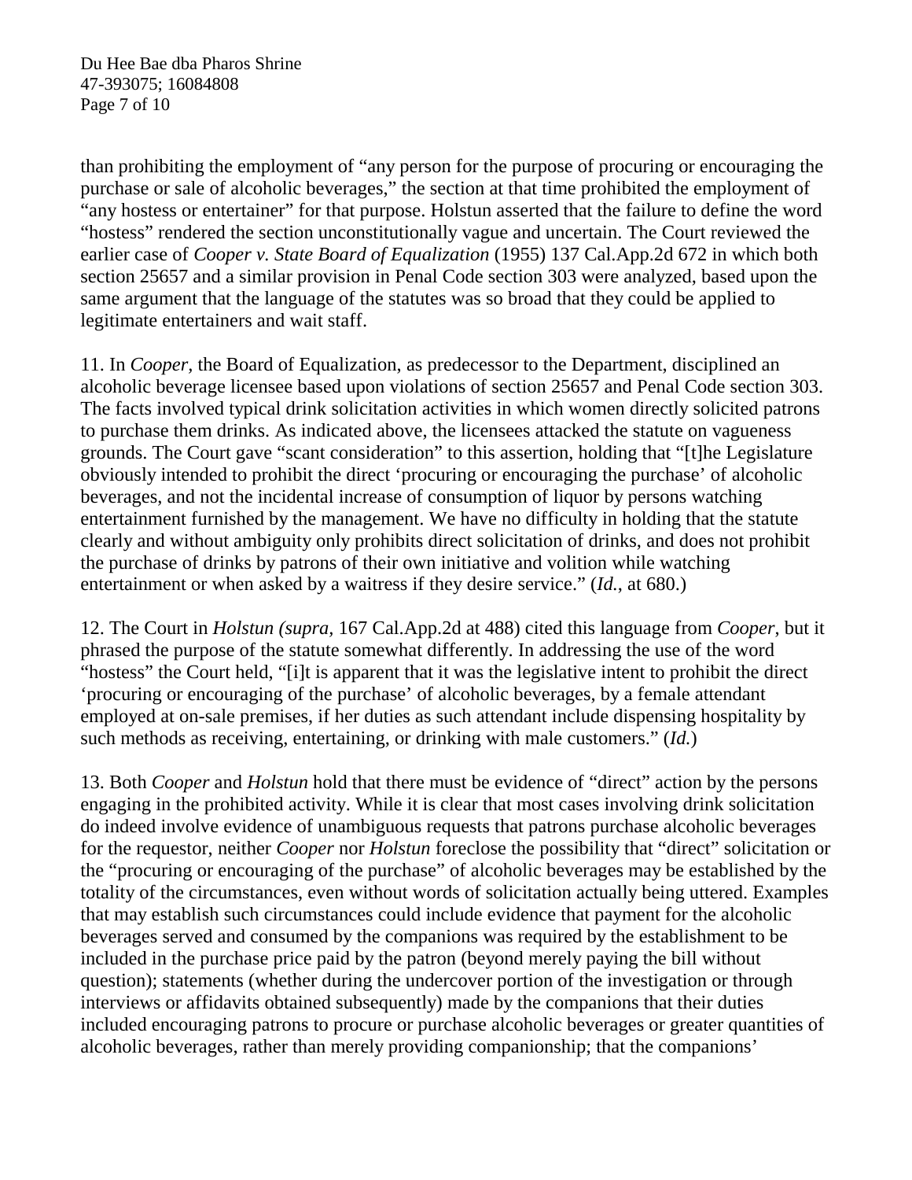than prohibiting the employment of "any person for the purpose of procuring or encouraging the purchase or sale of alcoholic beverages," the section at that time prohibited the employment of "any hostess or entertainer" for that purpose. Holstun asserted that the failure to define the word "hostess" rendered the section unconstitutionally vague and uncertain. The Court reviewed the earlier case of *Cooper v. State Board of Equalization* (1955) 137 Cal.App.2d 672 in which both section 25657 and a similar provision in Penal Code section 303 were analyzed, based upon the same argument that the language of the statutes was so broad that they could be applied to legitimate entertainers and wait staff.

11. In *Cooper*, the Board of Equalization, as predecessor to the Department, disciplined an alcoholic beverage licensee based upon violations of section 25657 and Penal Code section 303. The facts involved typical drink solicitation activities in which women directly solicited patrons to purchase them drinks. As indicated above, the licensees attacked the statute on vagueness grounds. The Court gave "scant consideration" to this assertion, holding that "[t]he Legislature obviously intended to prohibit the direct 'procuring or encouraging the purchase' of alcoholic beverages, and not the incidental increase of consumption of liquor by persons watching entertainment furnished by the management. We have no difficulty in holding that the statute clearly and without ambiguity only prohibits direct solicitation of drinks, and does not prohibit the purchase of drinks by patrons of their own initiative and volition while watching entertainment or when asked by a waitress if they desire service." (*Id.*, at 680.)

12. The Court in *Holstun (supra*, 167 Cal.App.2d at 488) cited this language from *Cooper*, but it phrased the purpose of the statute somewhat differently. In addressing the use of the word "hostess" the Court held, "[i]t is apparent that it was the legislative intent to prohibit the direct 'procuring or encouraging of the purchase' of alcoholic beverages, by a female attendant employed at on-sale premises, if her duties as such attendant include dispensing hospitality by such methods as receiving, entertaining, or drinking with male customers." (*Id.*)

13. Both *Cooper* and *Holstun* hold that there must be evidence of "direct" action by the persons engaging in the prohibited activity. While it is clear that most cases involving drink solicitation do indeed involve evidence of unambiguous requests that patrons purchase alcoholic beverages for the requestor, neither *Cooper* nor *Holstun* foreclose the possibility that "direct" solicitation or the "procuring or encouraging of the purchase" of alcoholic beverages may be established by the totality of the circumstances, even without words of solicitation actually being uttered. Examples that may establish such circumstances could include evidence that payment for the alcoholic beverages served and consumed by the companions was required by the establishment to be included in the purchase price paid by the patron (beyond merely paying the bill without question); statements (whether during the undercover portion of the investigation or through interviews or affidavits obtained subsequently) made by the companions that their duties included encouraging patrons to procure or purchase alcoholic beverages or greater quantities of alcoholic beverages, rather than merely providing companionship; that the companions'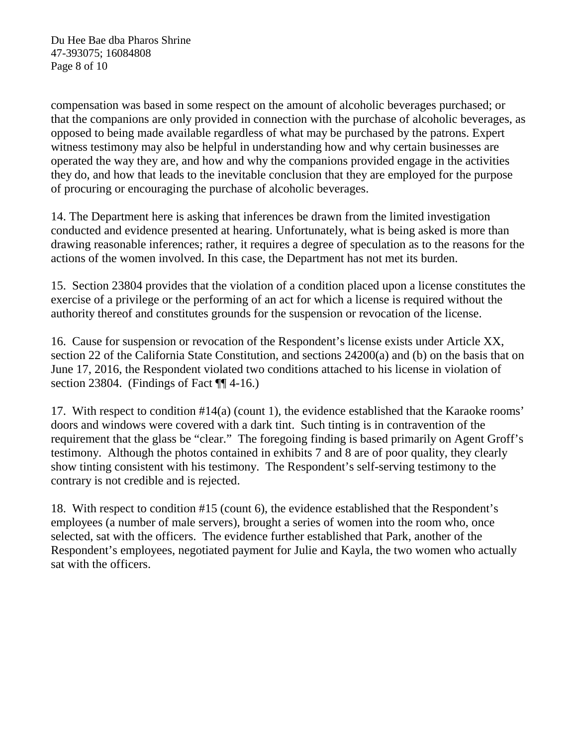compensation was based in some respect on the amount of alcoholic beverages purchased; or that the companions are only provided in connection with the purchase of alcoholic beverages, as opposed to being made available regardless of what may be purchased by the patrons. Expert witness testimony may also be helpful in understanding how and why certain businesses are operated the way they are, and how and why the companions provided engage in the activities they do, and how that leads to the inevitable conclusion that they are employed for the purpose of procuring or encouraging the purchase of alcoholic beverages.

14. The Department here is asking that inferences be drawn from the limited investigation conducted and evidence presented at hearing. Unfortunately, what is being asked is more than drawing reasonable inferences; rather, it requires a degree of speculation as to the reasons for the actions of the women involved. In this case, the Department has not met its burden.

15. Section 23804 provides that the violation of a condition placed upon a license constitutes the exercise of a privilege or the performing of an act for which a license is required without the authority thereof and constitutes grounds for the suspension or revocation of the license.

16. Cause for suspension or revocation of the Respondent's license exists under Article XX, section 22 of the California State Constitution, and sections 24200(a) and (b) on the basis that on June 17, 2016, the Respondent violated two conditions attached to his license in violation of section 23804. (Findings of Fact ¶¶ 4-16.)

17. With respect to condition #14(a) (count 1), the evidence established that the Karaoke rooms' doors and windows were covered with a dark tint. Such tinting is in contravention of the requirement that the glass be "clear." The foregoing finding is based primarily on Agent Groff's testimony. Although the photos contained in exhibits 7 and 8 are of poor quality, they clearly show tinting consistent with his testimony. The Respondent's self-serving testimony to the contrary is not credible and is rejected.

18. With respect to condition #15 (count 6), the evidence established that the Respondent's employees (a number of male servers), brought a series of women into the room who, once selected, sat with the officers. The evidence further established that Park, another of the Respondent's employees, negotiated payment for Julie and Kayla, the two women who actually sat with the officers.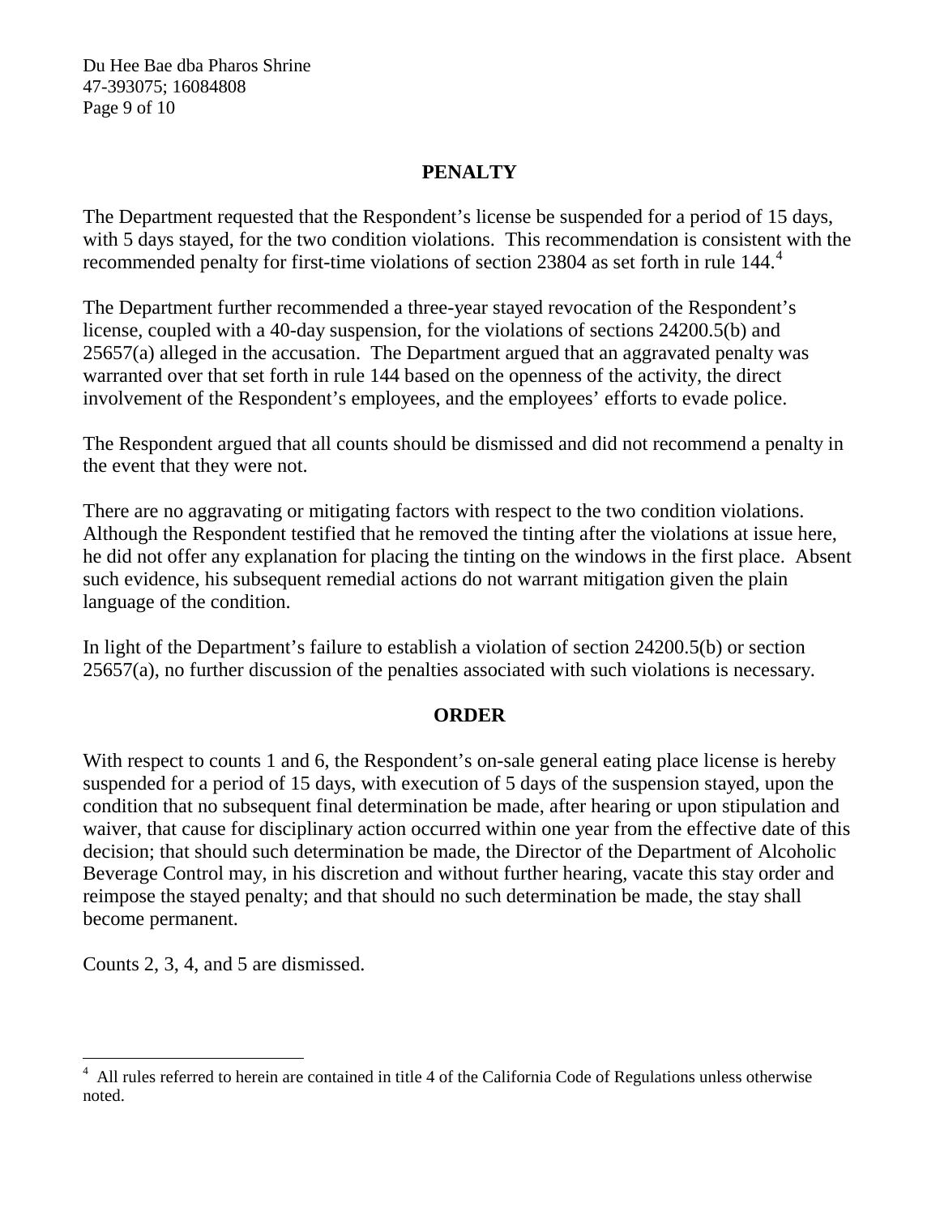## PENALTY

The Department requested that the Respondent's license be suspended for a period of 15 days, with 5 days stayed, for the two condition violations. This recommendation is consistent with the recommended penalty for first-time violations of section 23804 as set forth in rule 144.[4]

The Department further recommended a three-year stayed revocation of the Respondent's license, coupled with a 40-day suspension, for the violations of sections 24200.5(b) and 25657(a) alleged in the accusation. The Department argued that an aggravated penalty was warranted over that set forth in rule 144 based on the openness of the activity, the direct involvement of the Respondent's employees, and the employees' efforts to evade police.

The Respondent argued that all counts should be dismissed and did not recommend a penalty in the event that they were not.

There are no aggravating or mitigating factors with respect to the two condition violations. Although the Respondent testified that he removed the tinting after the violations at issue here, he did not offer any explanation for placing the tinting on the windows in the first place. Absent such evidence, his subsequent remedial actions do not warrant mitigation given the plain language of the condition.

In light of the Department's failure to establish a violation of section 24200.5(b) or section 25657(a), no further discussion of the penalties associated with such violations is necessary.

## ORDER

With respect to counts 1 and 6, the Respondent's on-sale general eating place license is hereby suspended for a period of 15 days, with execution of 5 days of the suspension stayed, upon the condition that no subsequent final determination be made, after hearing or upon stipulation and waiver, that cause for disciplinary action occurred within one year from the effective date of this decision; that should such determination be made, the Director of the Department of Alcoholic Beverage Control may, in his discretion and without further hearing, vacate this stay order and reimpose the stayed penalty; and that should no such determination be made, the stay shall become permanent.

Counts 2, 3, 4, and 5 are dismissed.

---

[4] All rules referred to herein are contained in title 4 of the California Code of Regulations unless otherwise noted.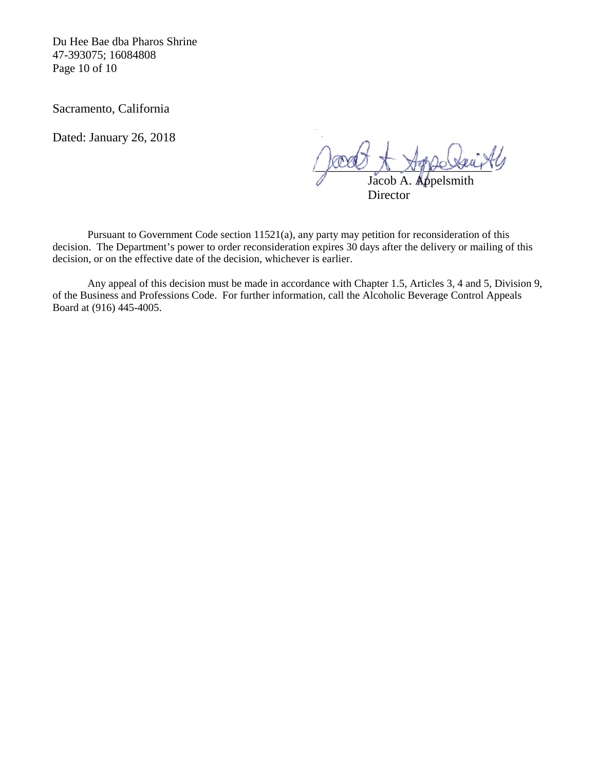Sacramento, California

Dated: January 26, 2018

Jacob A. Appelsmith
Director

Pursuant to Government Code section 11521(a), any party may petition for reconsideration of this decision. The Department's power to order reconsideration expires 30 days after the delivery or mailing of this decision, or on the effective date of the decision, whichever is earlier.

Any appeal of this decision must be made in accordance with Chapter 1.5, Articles 3, 4 and 5, Division 9, of the Business and Professions Code. For further information, call the Alcoholic Beverage Control Appeals Board at (916) 445-4005.